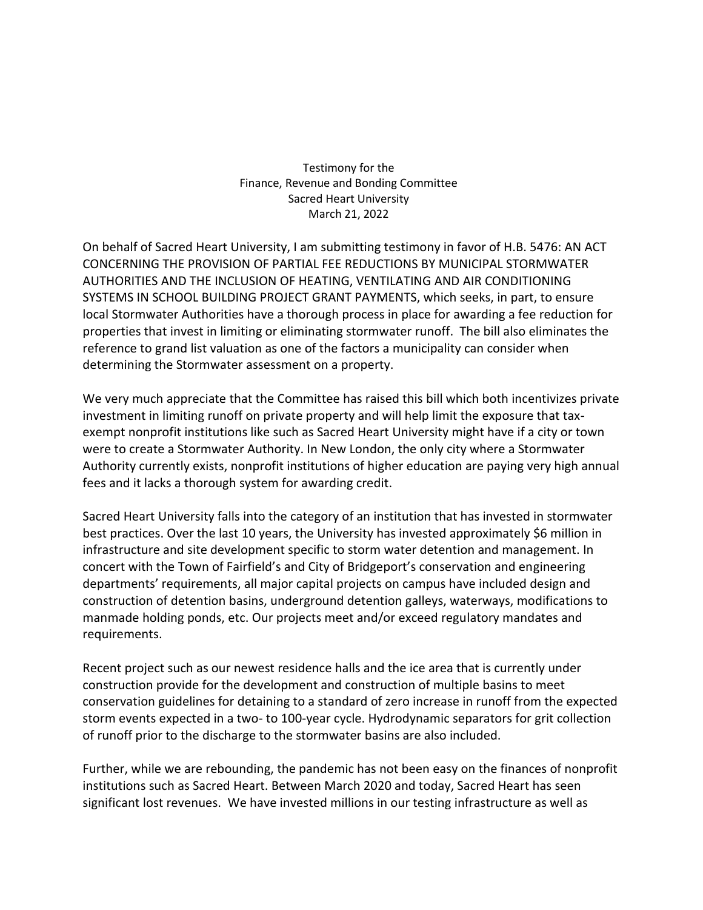Testimony for the
Finance, Revenue and Bonding Committee
Sacred Heart University
March 21, 2022

On behalf of Sacred Heart University, I am submitting testimony in favor of H.B. 5476: AN ACT CONCERNING THE PROVISION OF PARTIAL FEE REDUCTIONS BY MUNICIPAL STORMWATER AUTHORITIES AND THE INCLUSION OF HEATING, VENTILATING AND AIR CONDITIONING SYSTEMS IN SCHOOL BUILDING PROJECT GRANT PAYMENTS, which seeks, in part, to ensure local Stormwater Authorities have a thorough process in place for awarding a fee reduction for properties that invest in limiting or eliminating stormwater runoff. The bill also eliminates the reference to grand list valuation as one of the factors a municipality can consider when determining the Stormwater assessment on a property.

We very much appreciate that the Committee has raised this bill which both incentivizes private investment in limiting runoff on private property and will help limit the exposure that tax-exempt nonprofit institutions like such as Sacred Heart University might have if a city or town were to create a Stormwater Authority. In New London, the only city where a Stormwater Authority currently exists, nonprofit institutions of higher education are paying very high annual fees and it lacks a thorough system for awarding credit.

Sacred Heart University falls into the category of an institution that has invested in stormwater best practices. Over the last 10 years, the University has invested approximately $6 million in infrastructure and site development specific to storm water detention and management. In concert with the Town of Fairfield's and City of Bridgeport's conservation and engineering departments' requirements, all major capital projects on campus have included design and construction of detention basins, underground detention galleys, waterways, modifications to manmade holding ponds, etc. Our projects meet and/or exceed regulatory mandates and requirements.

Recent project such as our newest residence halls and the ice area that is currently under construction provide for the development and construction of multiple basins to meet conservation guidelines for detaining to a standard of zero increase in runoff from the expected storm events expected in a two- to 100-year cycle. Hydrodynamic separators for grit collection of runoff prior to the discharge to the stormwater basins are also included.

Further, while we are rebounding, the pandemic has not been easy on the finances of nonprofit institutions such as Sacred Heart. Between March 2020 and today, Sacred Heart has seen significant lost revenues. We have invested millions in our testing infrastructure as well as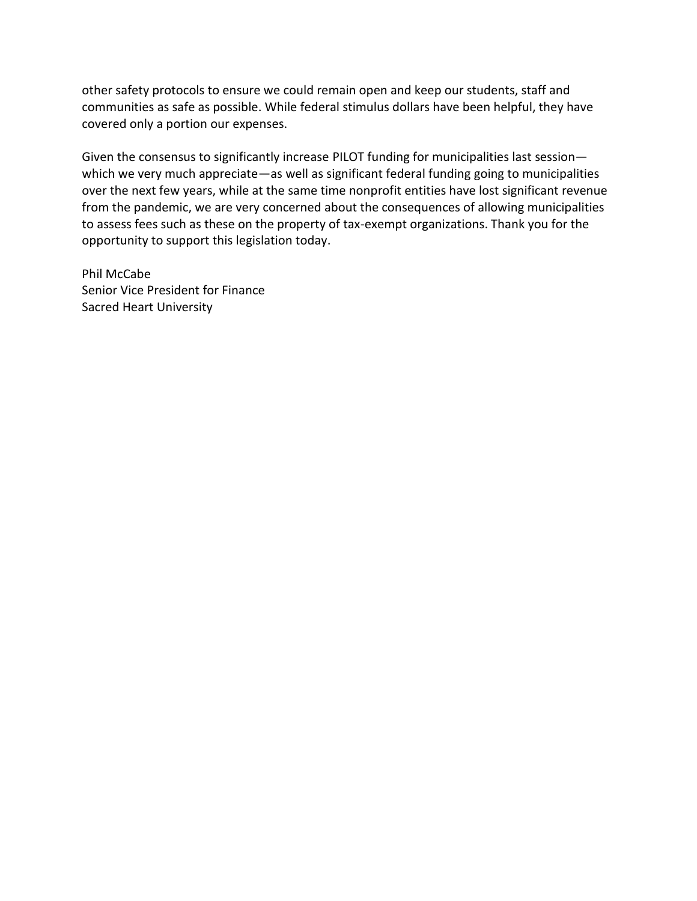other safety protocols to ensure we could remain open and keep our students, staff and communities as safe as possible. While federal stimulus dollars have been helpful, they have covered only a portion our expenses.

Given the consensus to significantly increase PILOT funding for municipalities last session—which we very much appreciate—as well as significant federal funding going to municipalities over the next few years, while at the same time nonprofit entities have lost significant revenue from the pandemic, we are very concerned about the consequences of allowing municipalities to assess fees such as these on the property of tax-exempt organizations. Thank you for the opportunity to support this legislation today.

Phil McCabe
Senior Vice President for Finance
Sacred Heart University